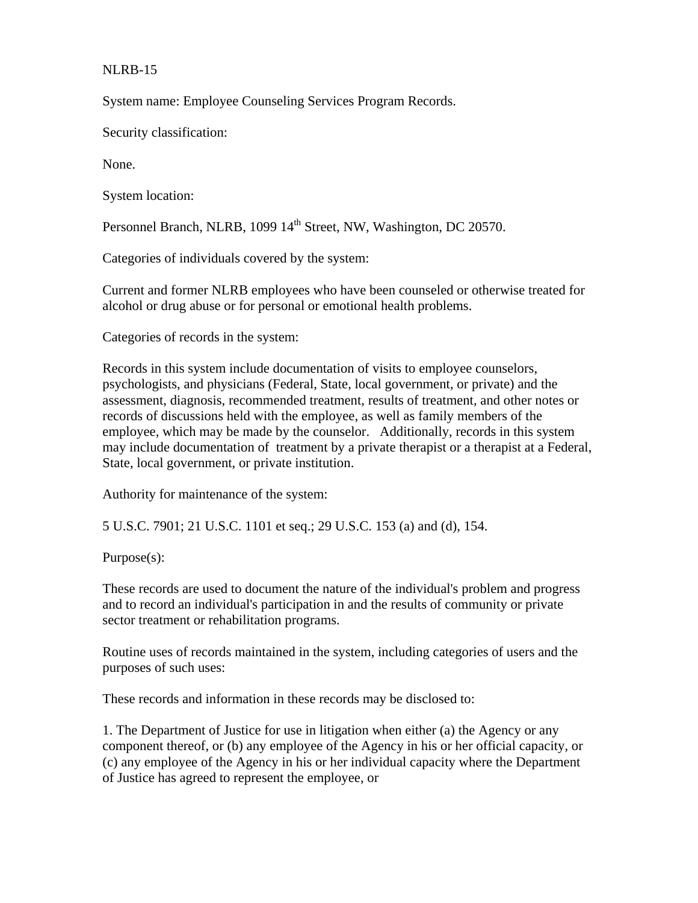NLRB-15

System name: Employee Counseling Services Program Records.

Security classification:

None.

System location:

Personnel Branch, NLRB, 1099 14th Street, NW, Washington, DC 20570.

Categories of individuals covered by the system:

Current and former NLRB employees who have been counseled or otherwise treated for alcohol or drug abuse or for personal or emotional health problems.

Categories of records in the system:

Records in this system include documentation of visits to employee counselors, psychologists, and physicians (Federal, State, local government, or private) and the assessment, diagnosis, recommended treatment, results of treatment, and other notes or records of discussions held with the employee, as well as family members of the employee, which may be made by the counselor. Additionally, records in this system may include documentation of treatment by a private therapist or a therapist at a Federal, State, local government, or private institution.

Authority for maintenance of the system:

5 U.S.C. 7901; 21 U.S.C. 1101 et seq.; 29 U.S.C. 153 (a) and (d), 154.

Purpose(s):

These records are used to document the nature of the individual's problem and progress and to record an individual's participation in and the results of community or private sector treatment or rehabilitation programs.

Routine uses of records maintained in the system, including categories of users and the purposes of such uses:

These records and information in these records may be disclosed to:

1. The Department of Justice for use in litigation when either (a) the Agency or any component thereof, or (b) any employee of the Agency in his or her official capacity, or (c) any employee of the Agency in his or her individual capacity where the Department of Justice has agreed to represent the employee, or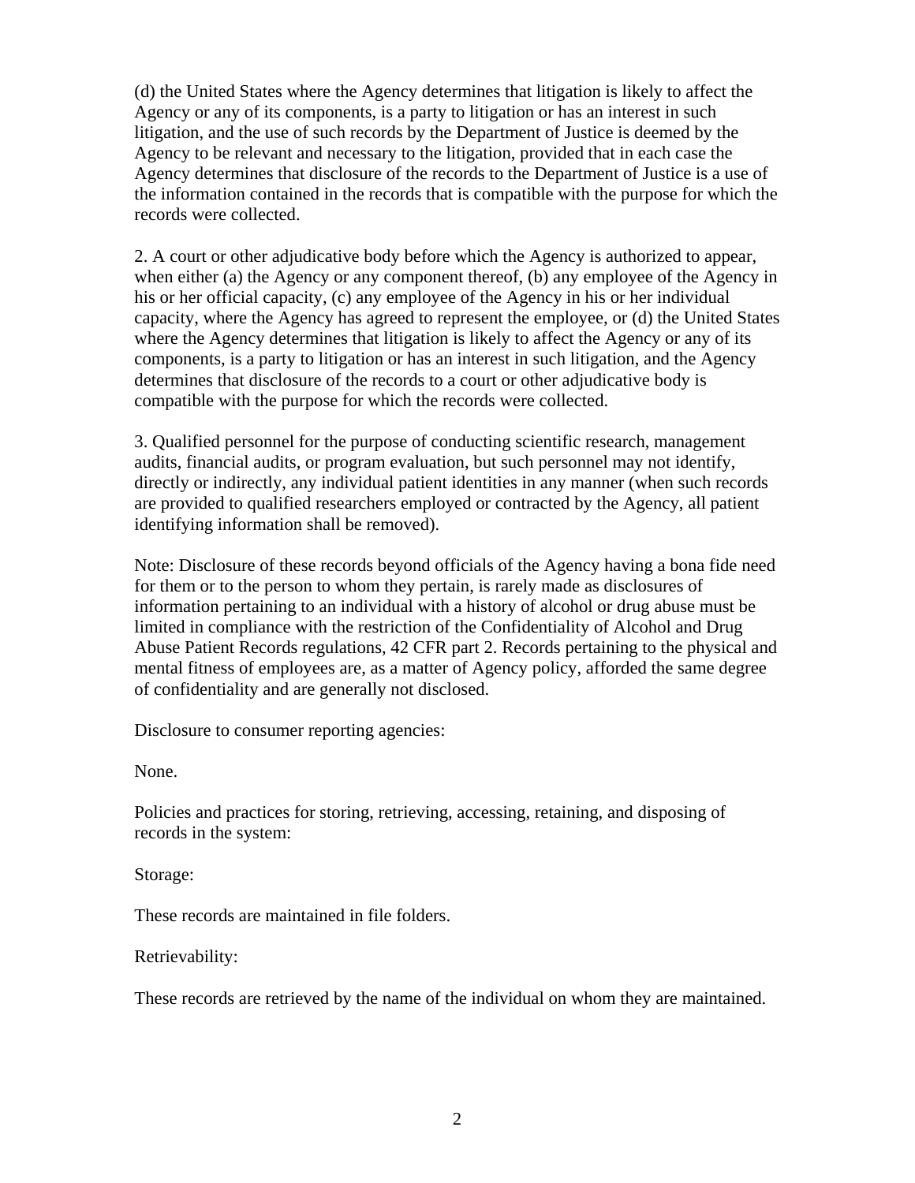(d) the United States where the Agency determines that litigation is likely to affect the Agency or any of its components, is a party to litigation or has an interest in such litigation, and the use of such records by the Department of Justice is deemed by the Agency to be relevant and necessary to the litigation, provided that in each case the Agency determines that disclosure of the records to the Department of Justice is a use of the information contained in the records that is compatible with the purpose for which the records were collected.

2. A court or other adjudicative body before which the Agency is authorized to appear, when either (a) the Agency or any component thereof, (b) any employee of the Agency in his or her official capacity, (c) any employee of the Agency in his or her individual capacity, where the Agency has agreed to represent the employee, or (d) the United States where the Agency determines that litigation is likely to affect the Agency or any of its components, is a party to litigation or has an interest in such litigation, and the Agency determines that disclosure of the records to a court or other adjudicative body is compatible with the purpose for which the records were collected.

3. Qualified personnel for the purpose of conducting scientific research, management audits, financial audits, or program evaluation, but such personnel may not identify, directly or indirectly, any individual patient identities in any manner (when such records are provided to qualified researchers employed or contracted by the Agency, all patient identifying information shall be removed).

Note: Disclosure of these records beyond officials of the Agency having a bona fide need for them or to the person to whom they pertain, is rarely made as disclosures of information pertaining to an individual with a history of alcohol or drug abuse must be limited in compliance with the restriction of the Confidentiality of Alcohol and Drug Abuse Patient Records regulations, 42 CFR part 2. Records pertaining to the physical and mental fitness of employees are, as a matter of Agency policy, afforded the same degree of confidentiality and are generally not disclosed.

Disclosure to consumer reporting agencies:

None.

Policies and practices for storing, retrieving, accessing, retaining, and disposing of records in the system:

Storage:

These records are maintained in file folders.

Retrievability:

These records are retrieved by the name of the individual on whom they are maintained.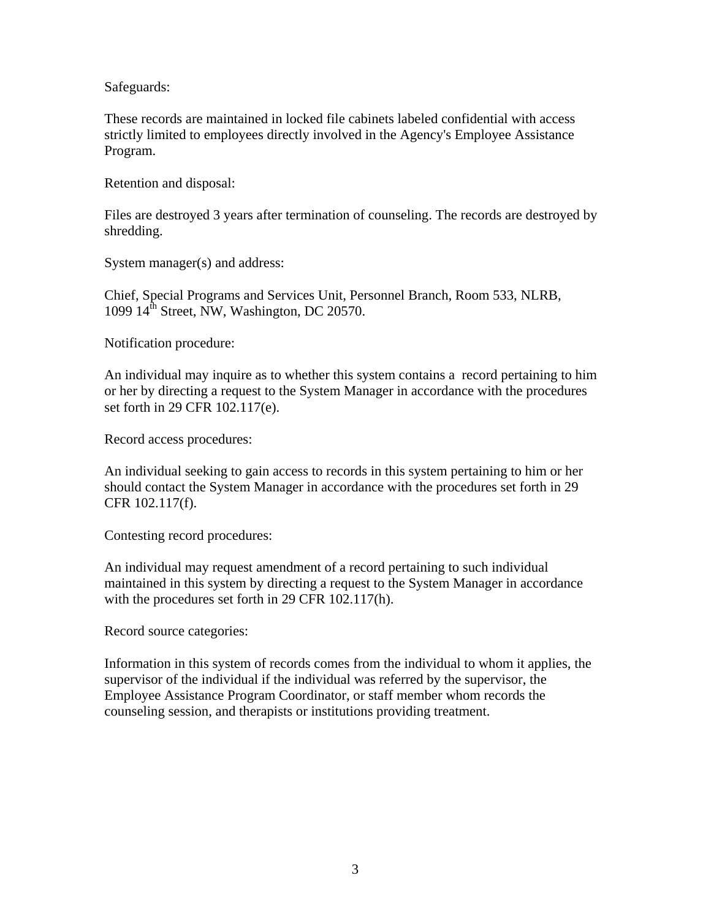Safeguards:

These records are maintained in locked file cabinets labeled confidential with access strictly limited to employees directly involved in the Agency's Employee Assistance Program.

Retention and disposal:

Files are destroyed 3 years after termination of counseling. The records are destroyed by shredding.

System manager(s) and address:

Chief, Special Programs and Services Unit, Personnel Branch, Room 533, NLRB, 1099 14th Street, NW, Washington, DC 20570.

Notification procedure:

An individual may inquire as to whether this system contains a record pertaining to him or her by directing a request to the System Manager in accordance with the procedures set forth in 29 CFR 102.117(e).

Record access procedures:

An individual seeking to gain access to records in this system pertaining to him or her should contact the System Manager in accordance with the procedures set forth in 29 CFR 102.117(f).

Contesting record procedures:

An individual may request amendment of a record pertaining to such individual maintained in this system by directing a request to the System Manager in accordance with the procedures set forth in 29 CFR 102.117(h).

Record source categories:

Information in this system of records comes from the individual to whom it applies, the supervisor of the individual if the individual was referred by the supervisor, the Employee Assistance Program Coordinator, or staff member whom records the counseling session, and therapists or institutions providing treatment.